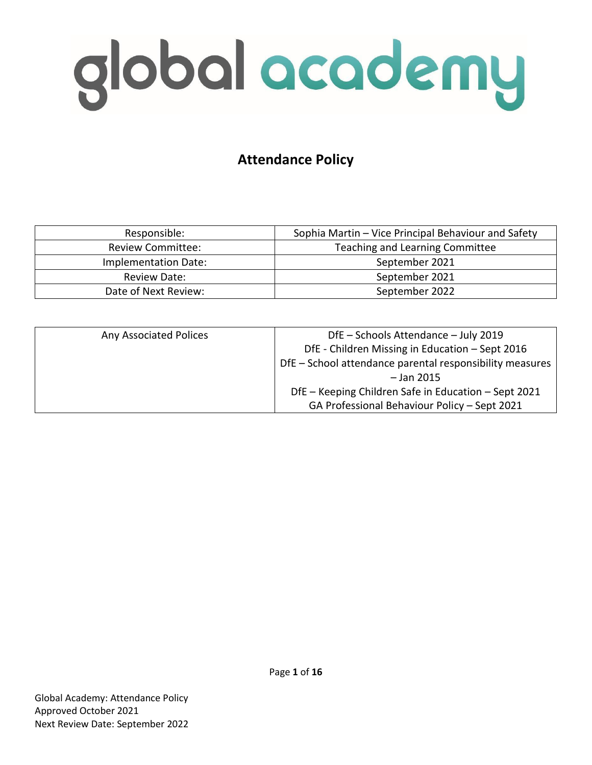# global academy

## Attendance Policy

| Responsible: | Sophia Martin – Vice Principal Behaviour and Safety |
|---|---|
| Review Committee: | Teaching and Learning Committee |
| Implementation Date: | September 2021 |
| Review Date: | September 2021 |
| Date of Next Review: | September 2022 |

| Any Associated Polices | DfE – Schools Attendance – July 2019<br>DfE - Children Missing in Education – Sept 2016<br>DfE – School attendance parental responsibility measures – Jan 2015<br>DfE – Keeping Children Safe in Education – Sept 2021<br>GA Professional Behaviour Policy – Sept 2021 |
|---|---|

Global Academy: Attendance Policy
Approved October 2021
Next Review Date: September 2022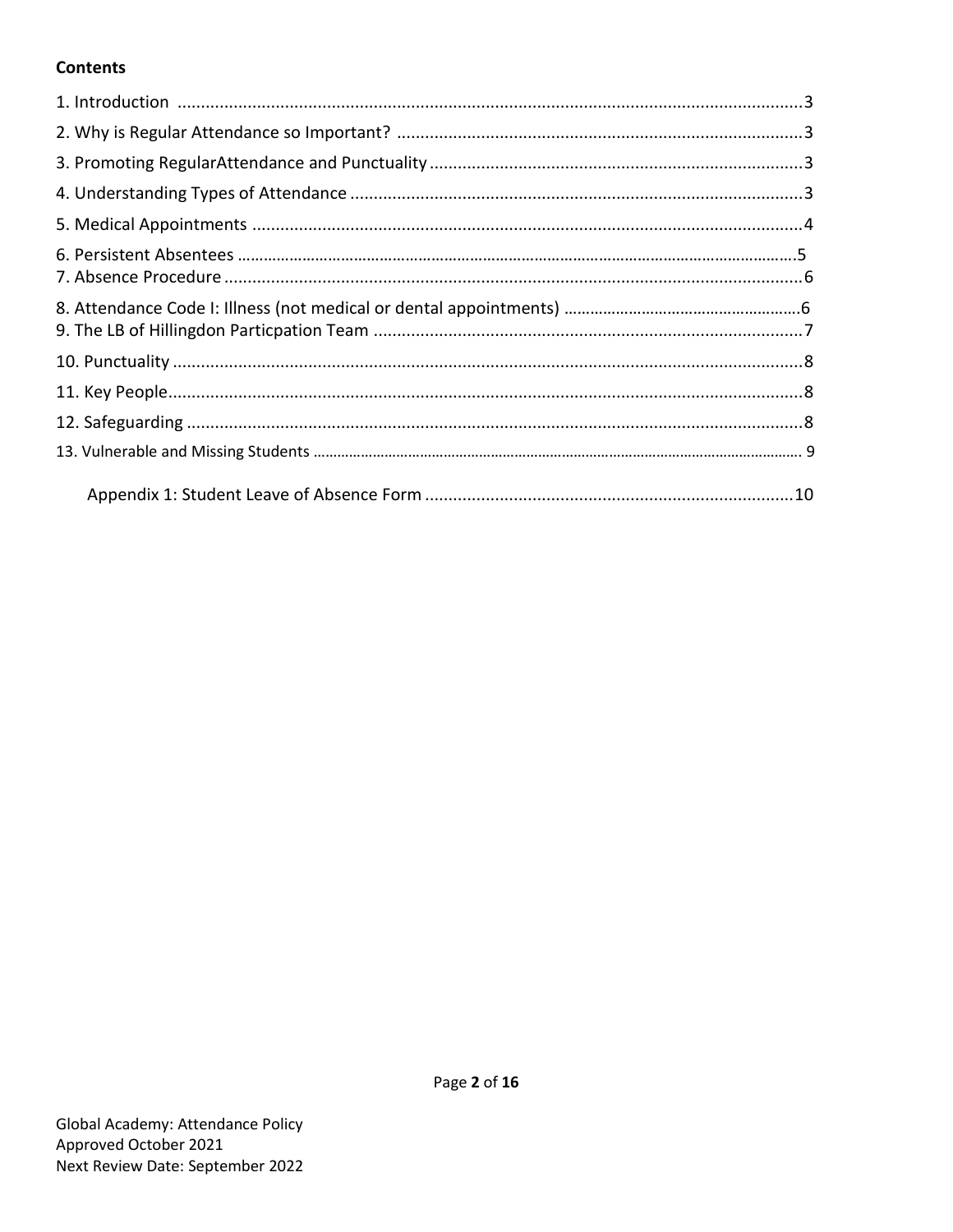**Contents**

1. Introduction .....................................................................................................................3
2. Why is Regular Attendance so Important? ......................................................................3
3. Promoting RegularAttendance and Punctuality ................................................................3
4. Understanding Types of Attendance ................................................................................3
5. Medical Appointments .....................................................................................................4
6. Persistent Absentees .......................................................................................................5
7. Absence Procedure ..........................................................................................................6
8. Attendance Code I: Illness (not medical or dental appointments) ....................................6
9. The LB of Hillingdon Particpation Team ...........................................................................7
10. Punctuality .....................................................................................................................8
11. Key People......................................................................................................................8
12. Safeguarding ..................................................................................................................8
13. Vulnerable and Missing Students ...................................................................................9

Appendix 1: Student Leave of Absence Form .....................................................................10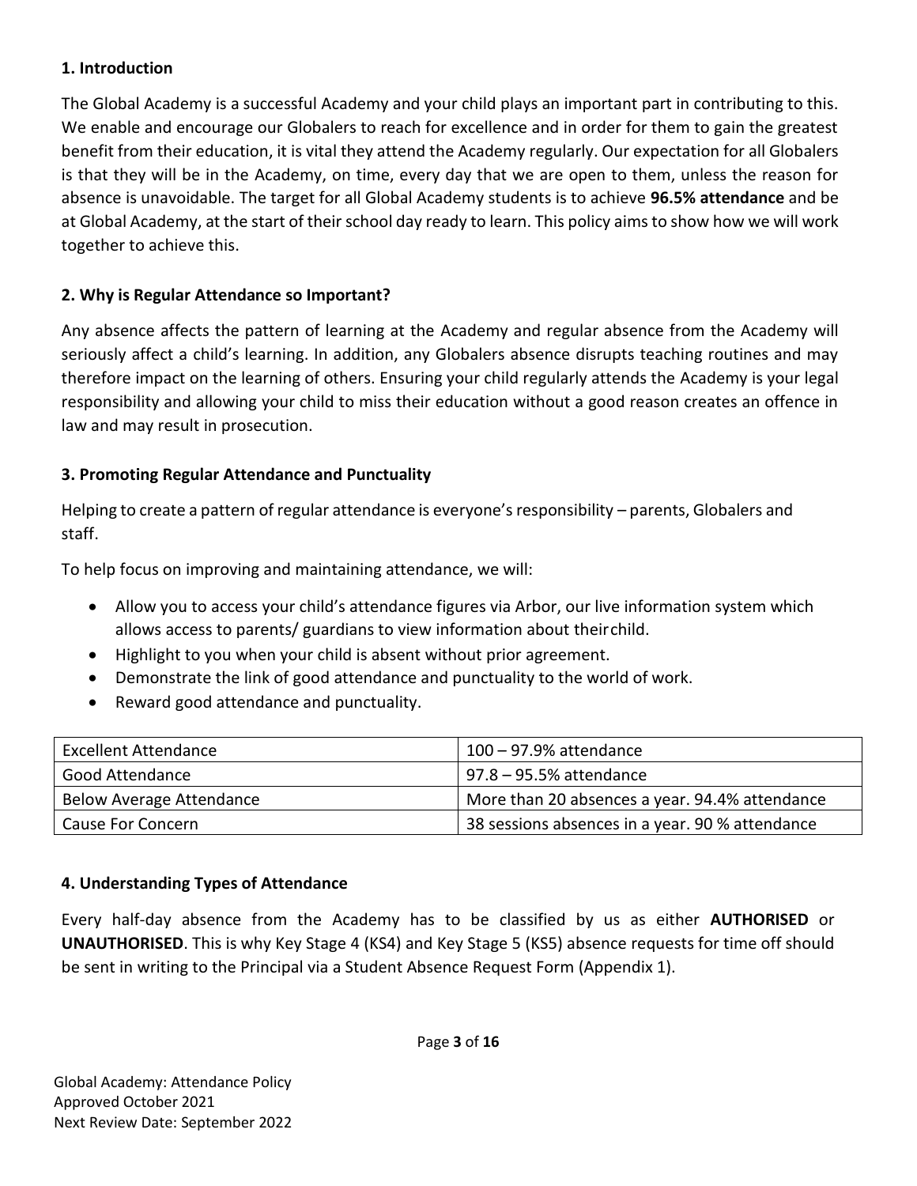## 1. Introduction

The Global Academy is a successful Academy and your child plays an important part in contributing to this. We enable and encourage our Globalers to reach for excellence and in order for them to gain the greatest benefit from their education, it is vital they attend the Academy regularly. Our expectation for all Globalers is that they will be in the Academy, on time, every day that we are open to them, unless the reason for absence is unavoidable. The target for all Global Academy students is to achieve **96.5% attendance** and be at Global Academy, at the start of their school day ready to learn. This policy aims to show how we will work together to achieve this.

## 2. Why is Regular Attendance so Important?

Any absence affects the pattern of learning at the Academy and regular absence from the Academy will seriously affect a child's learning. In addition, any Globalers absence disrupts teaching routines and may therefore impact on the learning of others. Ensuring your child regularly attends the Academy is your legal responsibility and allowing your child to miss their education without a good reason creates an offence in law and may result in prosecution.

## 3. Promoting Regular Attendance and Punctuality

Helping to create a pattern of regular attendance is everyone's responsibility – parents, Globalers and staff.

To help focus on improving and maintaining attendance, we will:

- Allow you to access your child's attendance figures via Arbor, our live information system which allows access to parents/ guardians to view information about their child.
- Highlight to you when your child is absent without prior agreement.
- Demonstrate the link of good attendance and punctuality to the world of work.
- Reward good attendance and punctuality.

| Excellent Attendance | 100 – 97.9% attendance |
|---|---|
| Good Attendance | 97.8 – 95.5% attendance |
| Below Average Attendance | More than 20 absences a year. 94.4% attendance |
| Cause For Concern | 38 sessions absences in a year. 90 % attendance |

## 4. Understanding Types of Attendance

Every half-day absence from the Academy has to be classified by us as either **AUTHORISED** or **UNAUTHORISED**. This is why Key Stage 4 (KS4) and Key Stage 5 (KS5) absence requests for time off should be sent in writing to the Principal via a Student Absence Request Form (Appendix 1).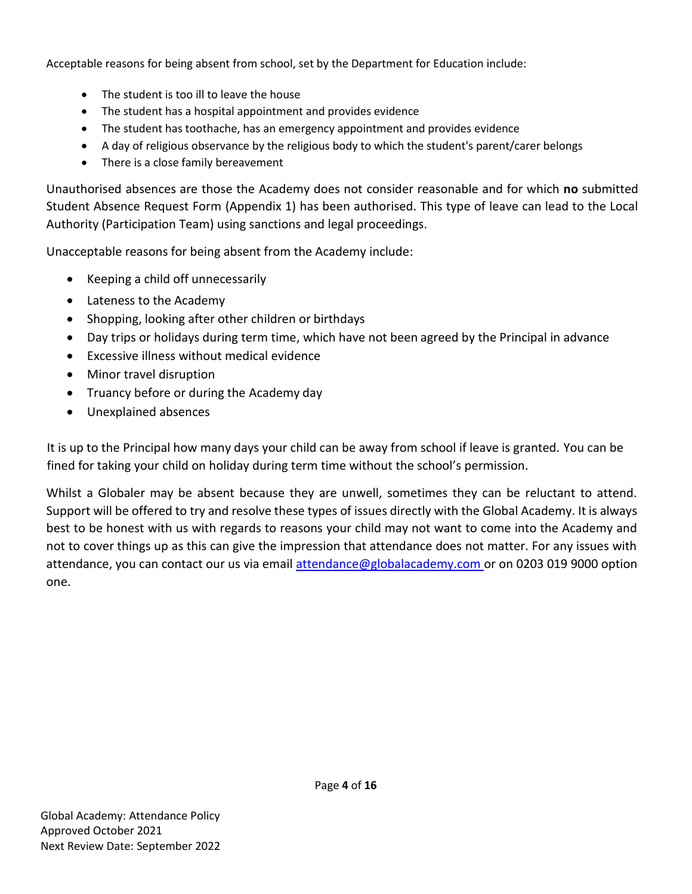Acceptable reasons for being absent from school, set by the Department for Education include:

- The student is too ill to leave the house
- The student has a hospital appointment and provides evidence
- The student has toothache, has an emergency appointment and provides evidence
- A day of religious observance by the religious body to which the student's parent/carer belongs
- There is a close family bereavement

Unauthorised absences are those the Academy does not consider reasonable and for which **no** submitted Student Absence Request Form (Appendix 1) has been authorised. This type of leave can lead to the Local Authority (Participation Team) using sanctions and legal proceedings.

Unacceptable reasons for being absent from the Academy include:

- Keeping a child off unnecessarily
- Lateness to the Academy
- Shopping, looking after other children or birthdays
- Day trips or holidays during term time, which have not been agreed by the Principal in advance
- Excessive illness without medical evidence
- Minor travel disruption
- Truancy before or during the Academy day
- Unexplained absences

It is up to the Principal how many days your child can be away from school if leave is granted. You can be fined for taking your child on holiday during term time without the school's permission.

Whilst a Globaler may be absent because they are unwell, sometimes they can be reluctant to attend. Support will be offered to try and resolve these types of issues directly with the Global Academy. It is always best to be honest with us with regards to reasons your child may not want to come into the Academy and not to cover things up as this can give the impression that attendance does not matter. For any issues with attendance, you can contact our us via email attendance@globalacademy.com or on 0203 019 9000 option one.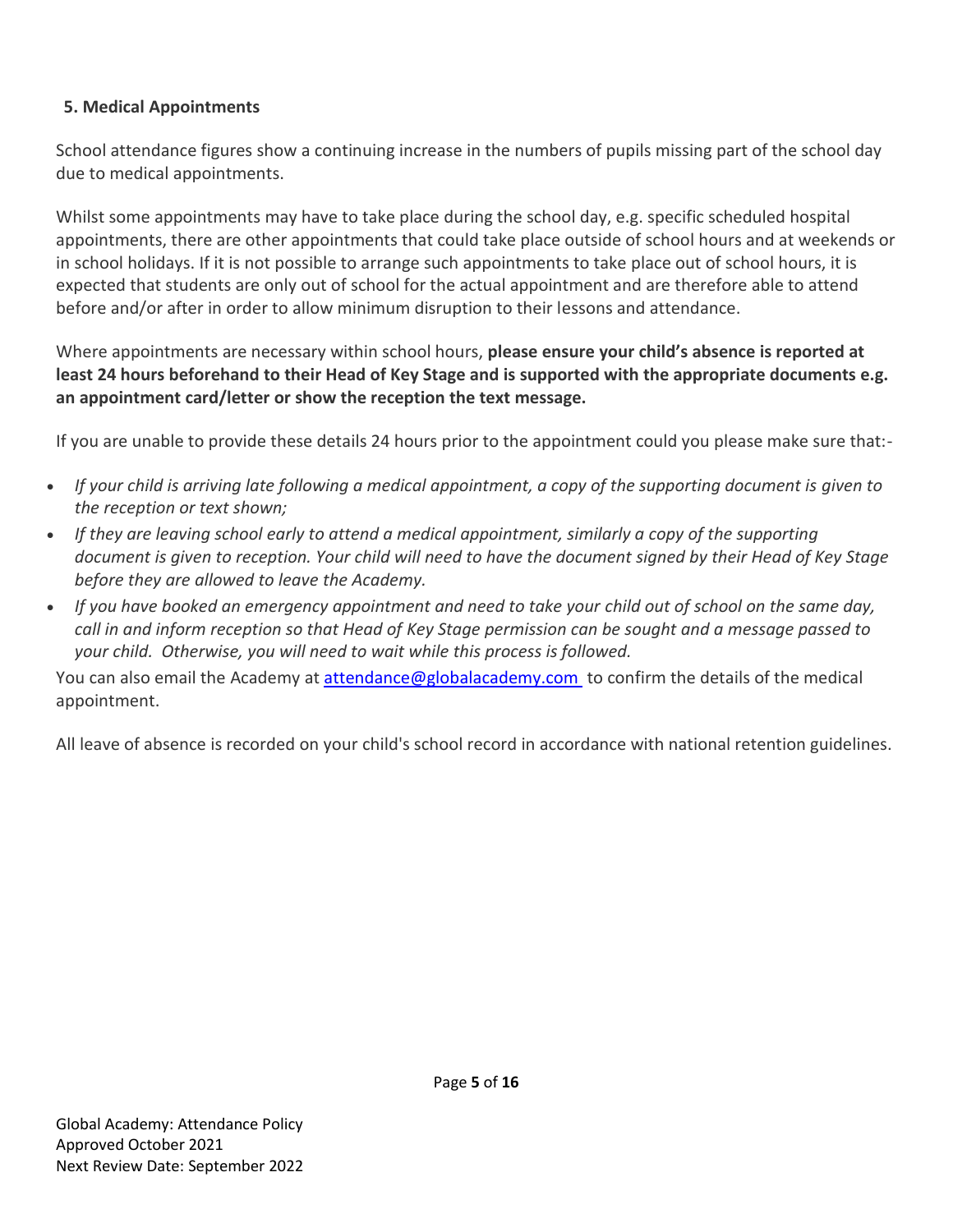## 5. Medical Appointments

School attendance figures show a continuing increase in the numbers of pupils missing part of the school day due to medical appointments.

Whilst some appointments may have to take place during the school day, e.g. specific scheduled hospital appointments, there are other appointments that could take place outside of school hours and at weekends or in school holidays. If it is not possible to arrange such appointments to take place out of school hours, it is expected that students are only out of school for the actual appointment and are therefore able to attend before and/or after in order to allow minimum disruption to their lessons and attendance.

Where appointments are necessary within school hours, **please ensure your child's absence is reported at least 24 hours beforehand to their Head of Key Stage and is supported with the appropriate documents e.g. an appointment card/letter or show the reception the text message.**

If you are unable to provide these details 24 hours prior to the appointment could you please make sure that:-

- *If your child is arriving late following a medical appointment, a copy of the supporting document is given to the reception or text shown;*
- *If they are leaving school early to attend a medical appointment, similarly a copy of the supporting document is given to reception. Your child will need to have the document signed by their Head of Key Stage before they are allowed to leave the Academy.*
- *If you have booked an emergency appointment and need to take your child out of school on the same day, call in and inform reception so that Head of Key Stage permission can be sought and a message passed to your child. Otherwise, you will need to wait while this process is followed.*

You can also email the Academy at attendance@globalacademy.com to confirm the details of the medical appointment.

All leave of absence is recorded on your child's school record in accordance with national retention guidelines.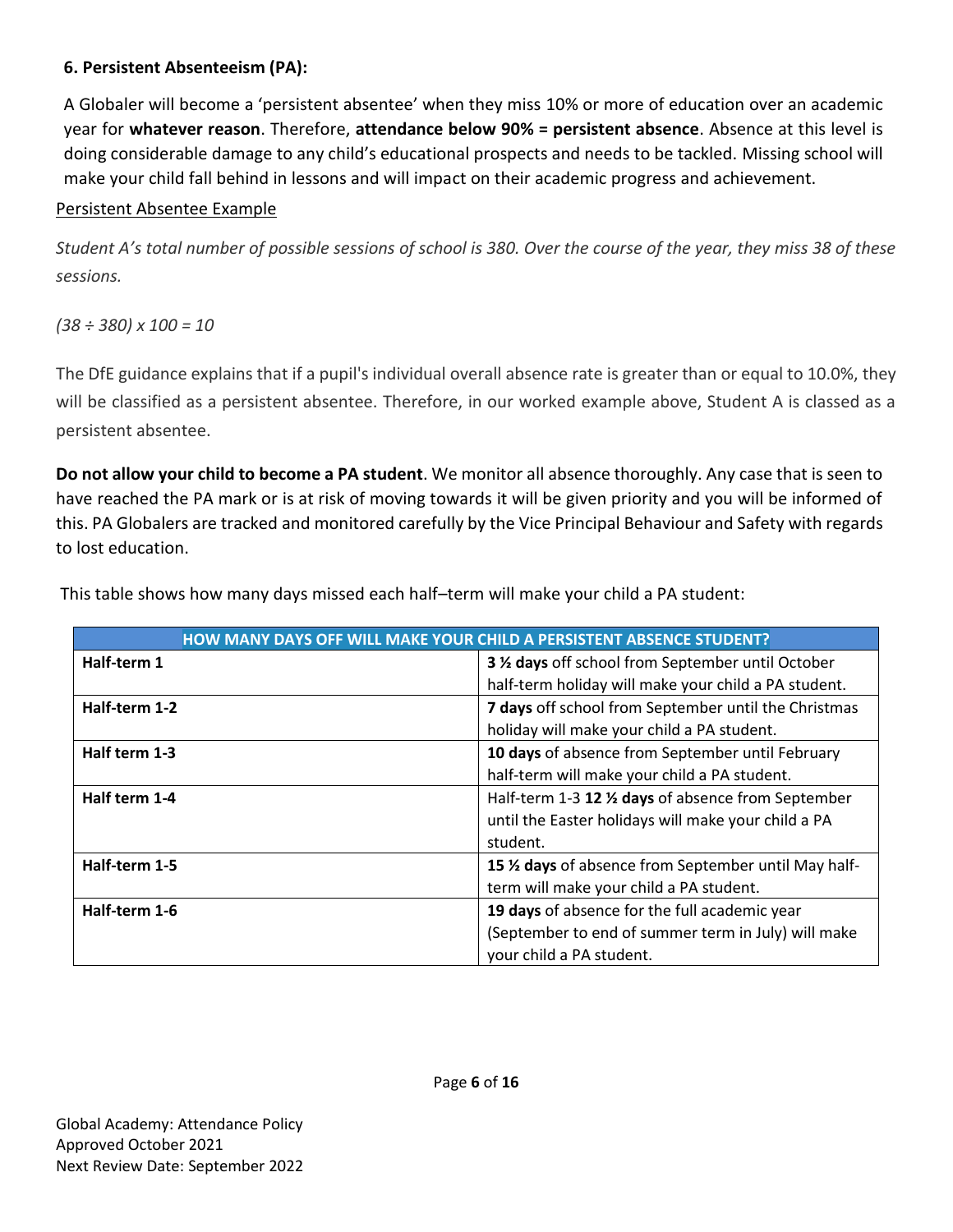### 6. Persistent Absenteeism (PA):

A Globaler will become a 'persistent absentee' when they miss 10% or more of education over an academic year for **whatever reason**. Therefore, **attendance below 90% = persistent absence**. Absence at this level is doing considerable damage to any child's educational prospects and needs to be tackled. Missing school will make your child fall behind in lessons and will impact on their academic progress and achievement.

<u>Persistent Absentee Example</u>

*Student A's total number of possible sessions of school is 380. Over the course of the year, they miss 38 of these sessions.*

*(38 ÷ 380) x 100 = 10*

The DfE guidance explains that if a pupil's individual overall absence rate is greater than or equal to 10.0%, they will be classified as a persistent absentee. Therefore, in our worked example above, Student A is classed as a persistent absentee.

**Do not allow your child to become a PA student**. We monitor all absence thoroughly. Any case that is seen to have reached the PA mark or is at risk of moving towards it will be given priority and you will be informed of this. PA Globalers are tracked and monitored carefully by the Vice Principal Behaviour and Safety with regards to lost education.

This table shows how many days missed each half–term will make your child a PA student:

| HOW MANY DAYS OFF WILL MAKE YOUR CHILD A PERSISTENT ABSENCE STUDENT? | |
|---|---|
| **Half-term 1** | **3 ½ days** off school from September until October half-term holiday will make your child a PA student. |
| **Half-term 1-2** | **7 days** off school from September until the Christmas holiday will make your child a PA student. |
| **Half term 1-3** | **10 days** of absence from September until February half-term will make your child a PA student. |
| **Half term 1-4** | Half-term 1-3 **12 ½ days** of absence from September until the Easter holidays will make your child a PA student. |
| **Half-term 1-5** | **15 ½ days** of absence from September until May half-term will make your child a PA student. |
| **Half-term 1-6** | **19 days** of absence for the full academic year (September to end of summer term in July) will make your child a PA student. |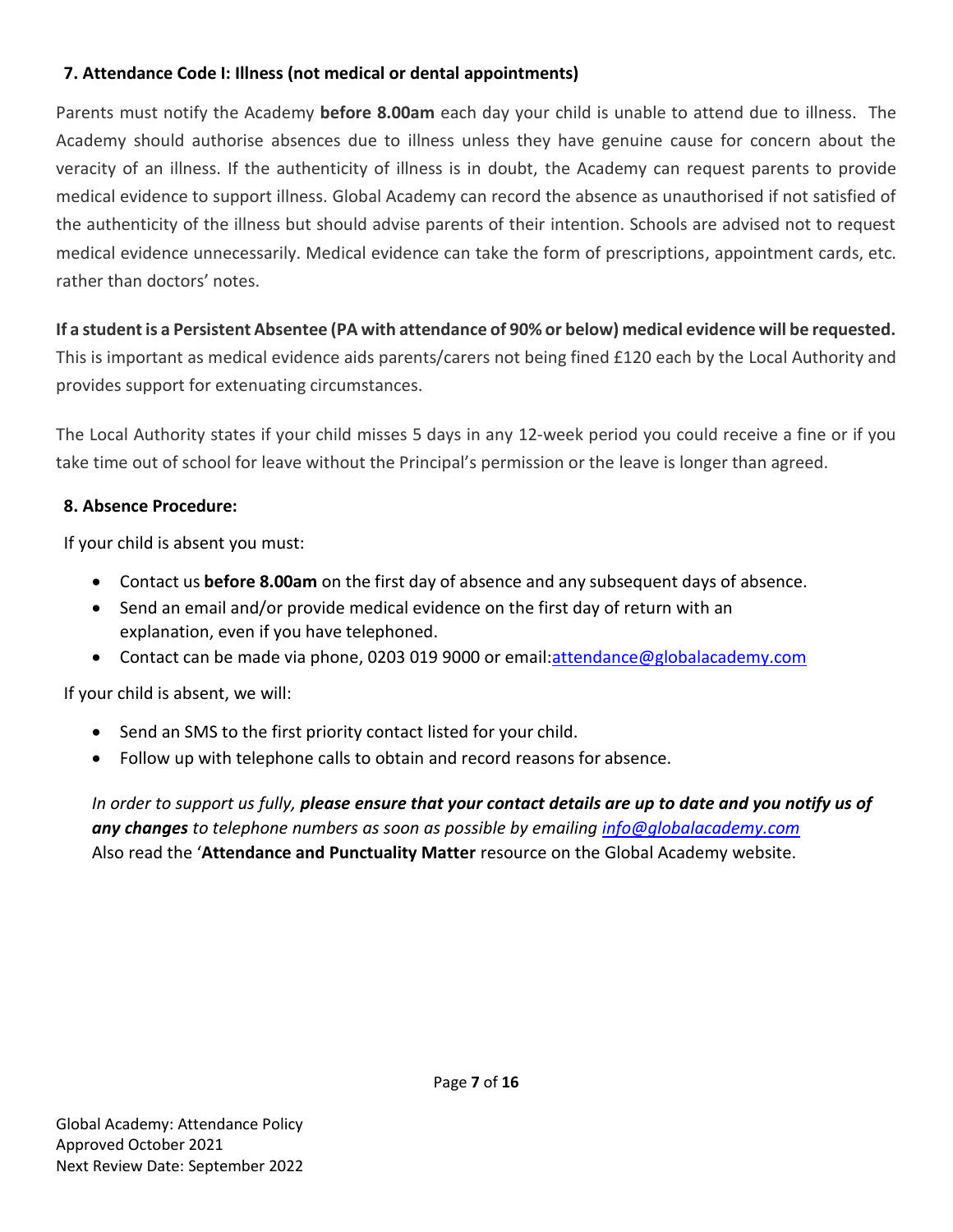### 7. Attendance Code I: Illness (not medical or dental appointments)

Parents must notify the Academy **before 8.00am** each day your child is unable to attend due to illness. The Academy should authorise absences due to illness unless they have genuine cause for concern about the veracity of an illness. If the authenticity of illness is in doubt, the Academy can request parents to provide medical evidence to support illness. Global Academy can record the absence as unauthorised if not satisfied of the authenticity of the illness but should advise parents of their intention. Schools are advised not to request medical evidence unnecessarily. Medical evidence can take the form of prescriptions, appointment cards, etc. rather than doctors' notes.

**If a student is a Persistent Absentee (PA with attendance of 90% or below) medical evidence will be requested.** This is important as medical evidence aids parents/carers not being fined £120 each by the Local Authority and provides support for extenuating circumstances.

The Local Authority states if your child misses 5 days in any 12-week period you could receive a fine or if you take time out of school for leave without the Principal's permission or the leave is longer than agreed.

### 8. Absence Procedure:

If your child is absent you must:

- Contact us **before 8.00am** on the first day of absence and any subsequent days of absence.
- Send an email and/or provide medical evidence on the first day of return with an explanation, even if you have telephoned.
- Contact can be made via phone, 0203 019 9000 or email:attendance@globalacademy.com

If your child is absent, we will:

- Send an SMS to the first priority contact listed for your child.
- Follow up with telephone calls to obtain and record reasons for absence.

*In order to support us fully, **please ensure that your contact details are up to date and you notify us of any changes** to telephone numbers as soon as possible by emailing info@globalacademy.com*
Also read the '**Attendance and Punctuality Matter** resource on the Global Academy website.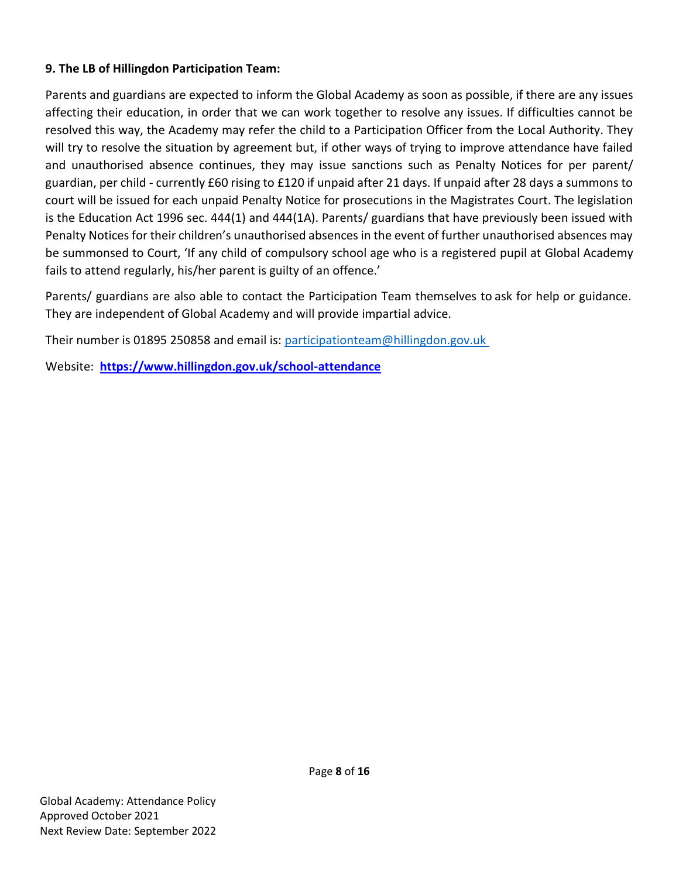**9. The LB of Hillingdon Participation Team:**

Parents and guardians are expected to inform the Global Academy as soon as possible, if there are any issues affecting their education, in order that we can work together to resolve any issues. If difficulties cannot be resolved this way, the Academy may refer the child to a Participation Officer from the Local Authority. They will try to resolve the situation by agreement but, if other ways of trying to improve attendance have failed and unauthorised absence continues, they may issue sanctions such as Penalty Notices for per parent/ guardian, per child - currently £60 rising to £120 if unpaid after 21 days. If unpaid after 28 days a summons to court will be issued for each unpaid Penalty Notice for prosecutions in the Magistrates Court. The legislation is the Education Act 1996 sec. 444(1) and 444(1A). Parents/ guardians that have previously been issued with Penalty Notices for their children's unauthorised absences in the event of further unauthorised absences may be summonsed to Court, 'If any child of compulsory school age who is a registered pupil at Global Academy fails to attend regularly, his/her parent is guilty of an offence.'

Parents/ guardians are also able to contact the Participation Team themselves to ask for help or guidance. They are independent of Global Academy and will provide impartial advice.

Their number is 01895 250858 and email is: [participationteam@hillingdon.gov.uk](mailto:participationteam@hillingdon.gov.uk)

Website: **[https://www.hillingdon.gov.uk/school-attendance](https://www.hillingdon.gov.uk/school-attendance)**

Global Academy: Attendance Policy
Approved October 2021
Next Review Date: September 2022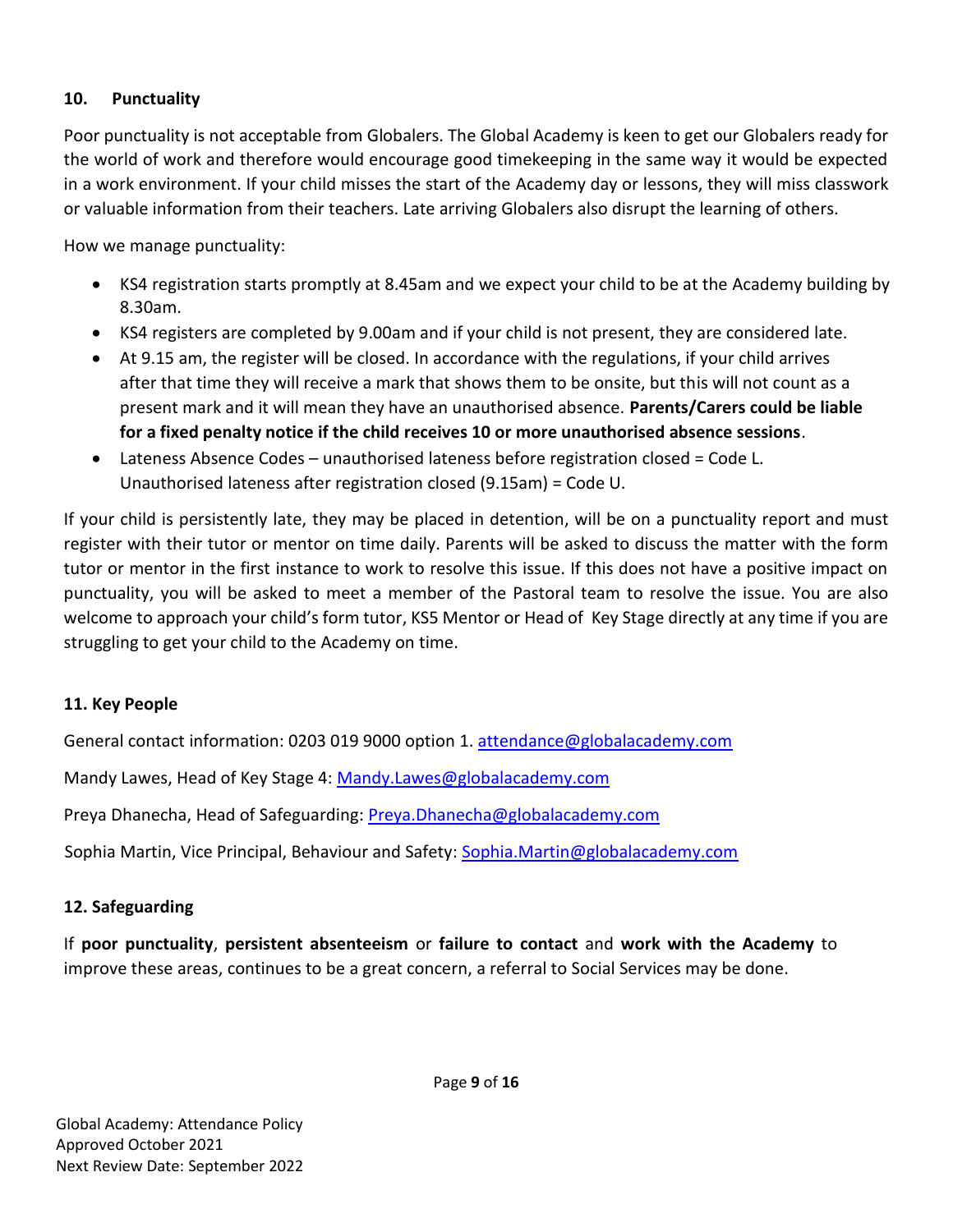## 10. Punctuality

Poor punctuality is not acceptable from Globalers. The Global Academy is keen to get our Globalers ready for the world of work and therefore would encourage good timekeeping in the same way it would be expected in a work environment. If your child misses the start of the Academy day or lessons, they will miss classwork or valuable information from their teachers. Late arriving Globalers also disrupt the learning of others.

How we manage punctuality:

- KS4 registration starts promptly at 8.45am and we expect your child to be at the Academy building by 8.30am.
- KS4 registers are completed by 9.00am and if your child is not present, they are considered late.
- At 9.15 am, the register will be closed. In accordance with the regulations, if your child arrives after that time they will receive a mark that shows them to be onsite, but this will not count as a present mark and it will mean they have an unauthorised absence. **Parents/Carers could be liable for a fixed penalty notice if the child receives 10 or more unauthorised absence sessions**.
- Lateness Absence Codes – unauthorised lateness before registration closed = Code L. Unauthorised lateness after registration closed (9.15am) = Code U.

If your child is persistently late, they may be placed in detention, will be on a punctuality report and must register with their tutor or mentor on time daily. Parents will be asked to discuss the matter with the form tutor or mentor in the first instance to work to resolve this issue. If this does not have a positive impact on punctuality, you will be asked to meet a member of the Pastoral team to resolve the issue. You are also welcome to approach your child's form tutor, KS5 Mentor or Head of Key Stage directly at any time if you are struggling to get your child to the Academy on time.

## 11. Key People

General contact information: 0203 019 9000 option 1. attendance@globalacademy.com

Mandy Lawes, Head of Key Stage 4: Mandy.Lawes@globalacademy.com

Preya Dhanecha, Head of Safeguarding: Preya.Dhanecha@globalacademy.com

Sophia Martin, Vice Principal, Behaviour and Safety: Sophia.Martin@globalacademy.com

## 12. Safeguarding

If **poor punctuality**, **persistent absenteeism** or **failure to contact** and **work with the Academy** to improve these areas, continues to be a great concern, a referral to Social Services may be done.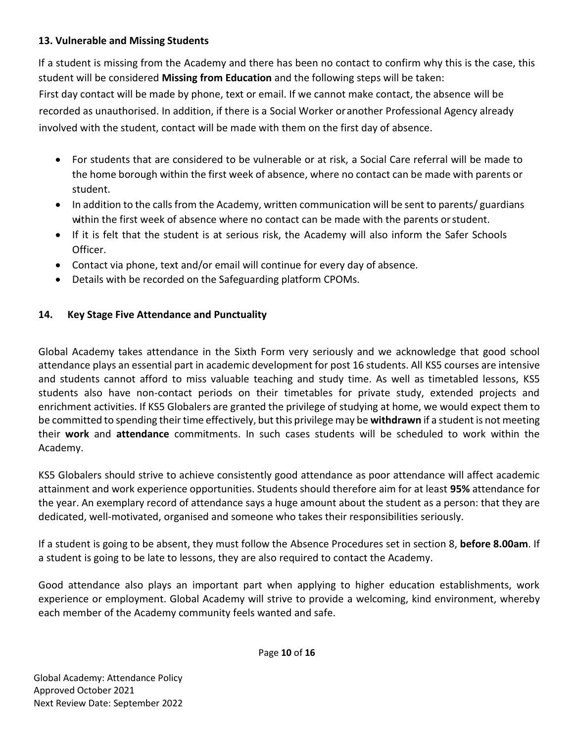## 13. Vulnerable and Missing Students

If a student is missing from the Academy and there has been no contact to confirm why this is the case, this student will be considered **Missing from Education** and the following steps will be taken:

First day contact will be made by phone, text or email. If we cannot make contact, the absence will be recorded as unauthorised. In addition, if there is a Social Worker or another Professional Agency already involved with the student, contact will be made with them on the first day of absence.

- For students that are considered to be vulnerable or at risk, a Social Care referral will be made to the home borough within the first week of absence, where no contact can be made with parents or student.
- In addition to the calls from the Academy, written communication will be sent to parents/ guardians within the first week of absence where no contact can be made with the parents or student.
- If it is felt that the student is at serious risk, the Academy will also inform the Safer Schools Officer.
- Contact via phone, text and/or email will continue for every day of absence.
- Details with be recorded on the Safeguarding platform CPOMs.

## 14. Key Stage Five Attendance and Punctuality

Global Academy takes attendance in the Sixth Form very seriously and we acknowledge that good school attendance plays an essential part in academic development for post 16 students. All KS5 courses are intensive and students cannot afford to miss valuable teaching and study time. As well as timetabled lessons, KS5 students also have non-contact periods on their timetables for private study, extended projects and enrichment activities. If KS5 Globalers are granted the privilege of studying at home, we would expect them to be committed to spending their time effectively, but this privilege may be **withdrawn** if a student is not meeting their **work** and **attendance** commitments. In such cases students will be scheduled to work within the Academy.

KS5 Globalers should strive to achieve consistently good attendance as poor attendance will affect academic attainment and work experience opportunities. Students should therefore aim for at least **95%** attendance for the year. An exemplary record of attendance says a huge amount about the student as a person: that they are dedicated, well-motivated, organised and someone who takes their responsibilities seriously.

If a student is going to be absent, they must follow the Absence Procedures set in section 8, **before 8.00am**. If a student is going to be late to lessons, they are also required to contact the Academy.

Good attendance also plays an important part when applying to higher education establishments, work experience or employment. Global Academy will strive to provide a welcoming, kind environment, whereby each member of the Academy community feels wanted and safe.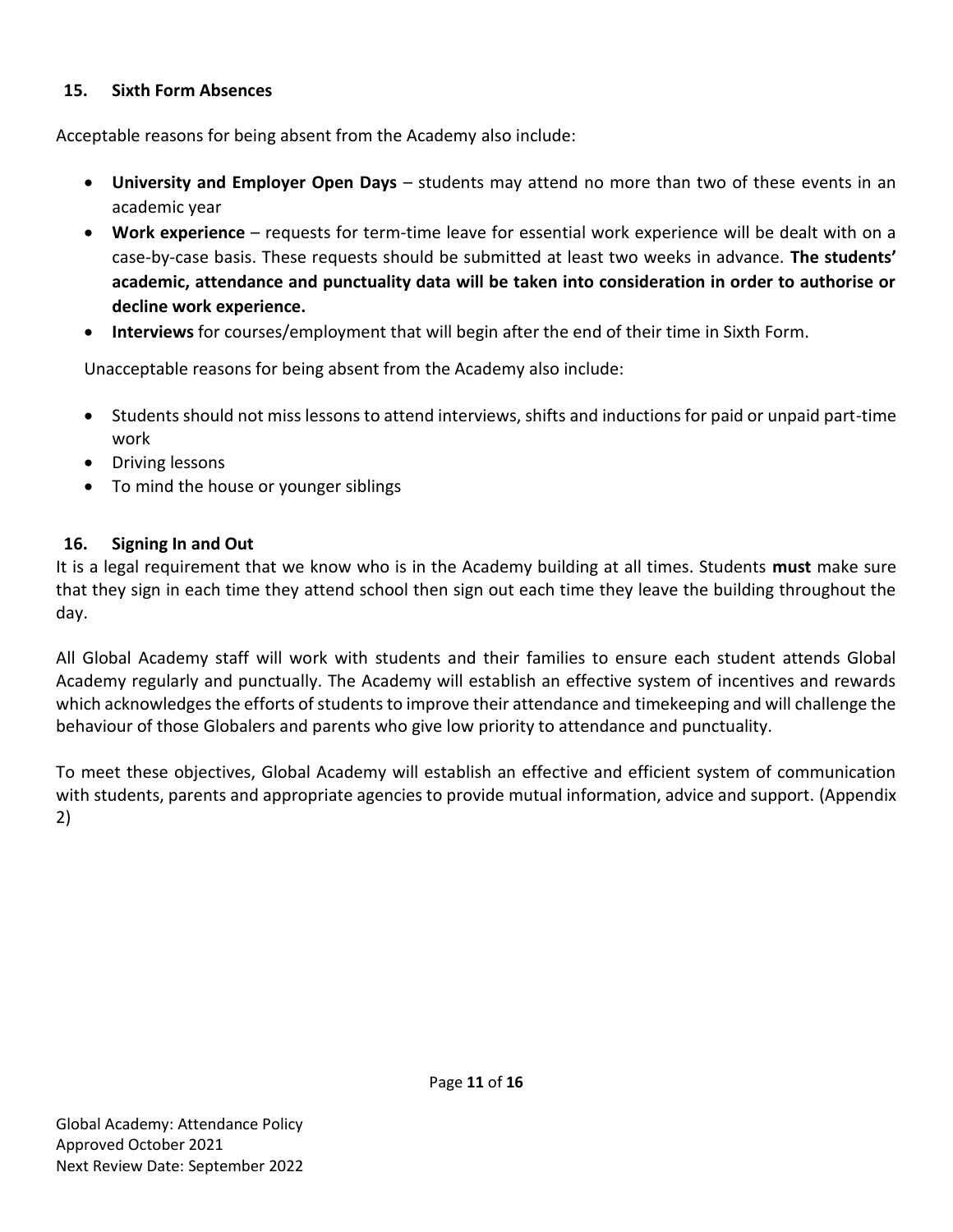## 15. Sixth Form Absences

Acceptable reasons for being absent from the Academy also include:

- **University and Employer Open Days** – students may attend no more than two of these events in an academic year
- **Work experience** – requests for term-time leave for essential work experience will be dealt with on a case-by-case basis. These requests should be submitted at least two weeks in advance. **The students' academic, attendance and punctuality data will be taken into consideration in order to authorise or decline work experience.**
- **Interviews** for courses/employment that will begin after the end of their time in Sixth Form.

Unacceptable reasons for being absent from the Academy also include:

- Students should not miss lessons to attend interviews, shifts and inductions for paid or unpaid part-time work
- Driving lessons
- To mind the house or younger siblings

## 16. Signing In and Out

It is a legal requirement that we know who is in the Academy building at all times. Students **must** make sure that they sign in each time they attend school then sign out each time they leave the building throughout the day.

All Global Academy staff will work with students and their families to ensure each student attends Global Academy regularly and punctually. The Academy will establish an effective system of incentives and rewards which acknowledges the efforts of students to improve their attendance and timekeeping and will challenge the behaviour of those Globalers and parents who give low priority to attendance and punctuality.

To meet these objectives, Global Academy will establish an effective and efficient system of communication with students, parents and appropriate agencies to provide mutual information, advice and support. (Appendix 2)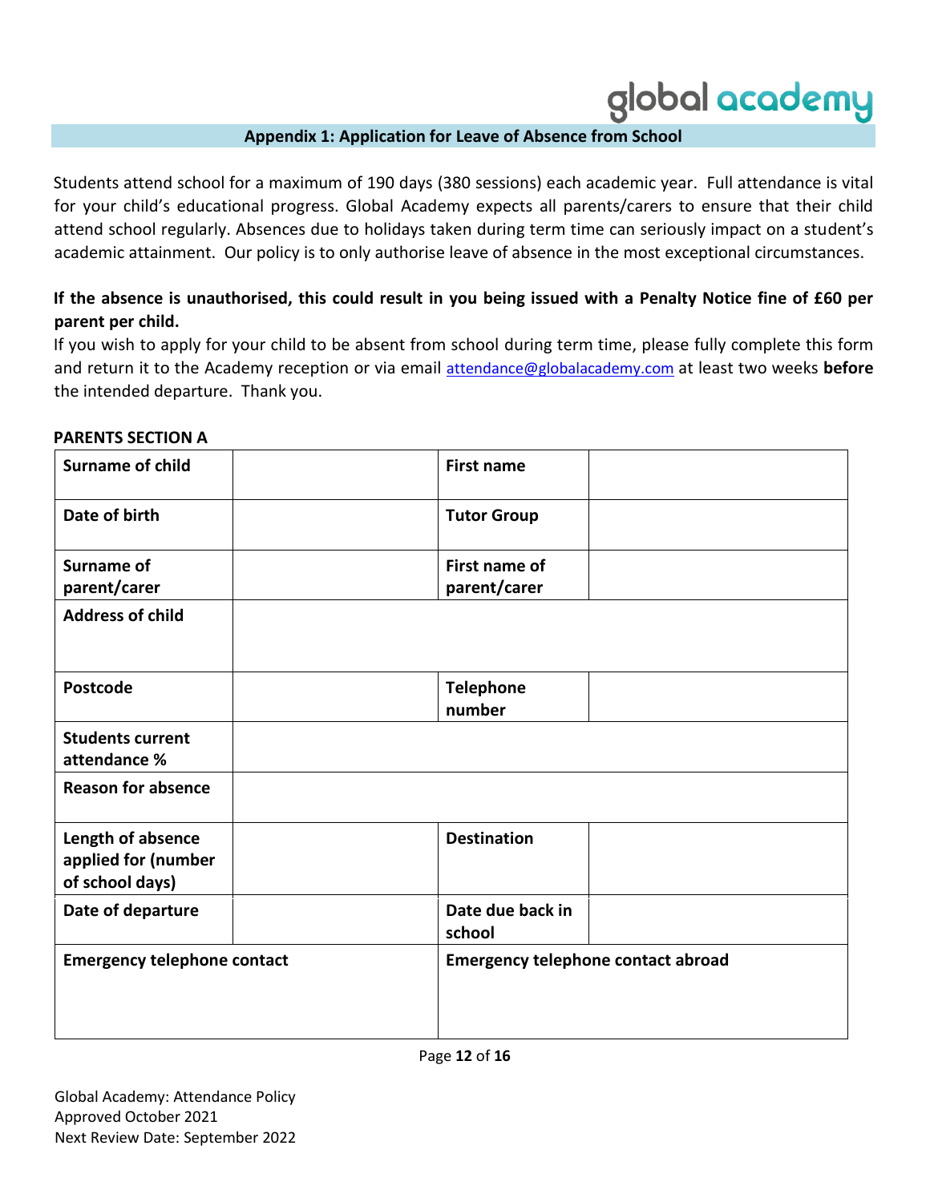## Appendix 1: Application for Leave of Absence from School

Students attend school for a maximum of 190 days (380 sessions) each academic year. Full attendance is vital for your child's educational progress. Global Academy expects all parents/carers to ensure that their child attend school regularly. Absences due to holidays taken during term time can seriously impact on a student's academic attainment. Our policy is to only authorise leave of absence in the most exceptional circumstances.

**If the absence is unauthorised, this could result in you being issued with a Penalty Notice fine of £60 per parent per child.**

If you wish to apply for your child to be absent from school during term time, please fully complete this form and return it to the Academy reception or via email attendance@globalacademy.com at least two weeks **before** the intended departure. Thank you.

**PARENTS SECTION A**

| | | | |
|---|---|---|---|
| **Surname of child** | | **First name** | |
| **Date of birth** | | **Tutor Group** | |
| **Surname of parent/carer** | | **First name of parent/carer** | |
| **Address of child** | | | |
| **Postcode** | | **Telephone number** | |
| **Students current attendance %** | | | |
| **Reason for absence** | | | |
| **Length of absence applied for (number of school days)** | | **Destination** | |
| **Date of departure** | | **Date due back in school** | |
| **Emergency telephone contact** | | **Emergency telephone contact abroad** | |

Global Academy: Attendance Policy
Approved October 2021
Next Review Date: September 2022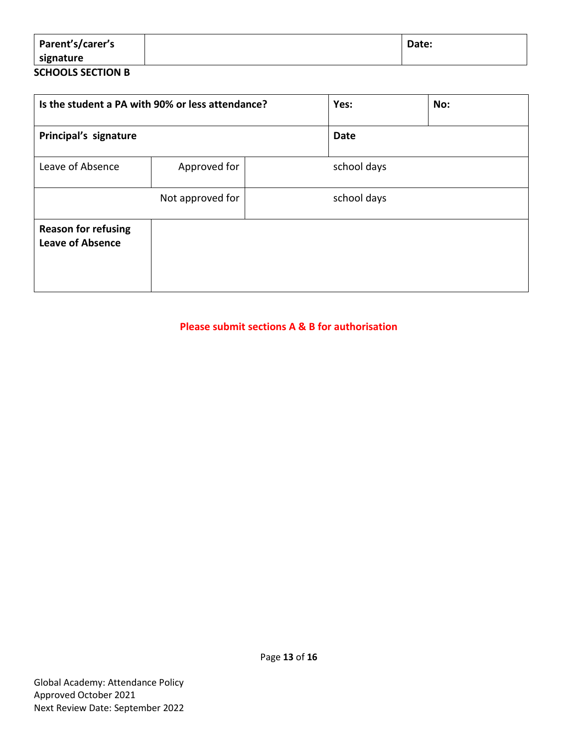| **Parent's/carer's signature** | | **Date:** |
|---|---|---|

**SCHOOLS SECTION B**

| **Is the student a PA with 90% or less attendance?** | | | **Yes:** | **No:** |
|---|---|---|---|---|
| **Principal's signature** | | | **Date** | |
| Leave of Absence | Approved for | | school days | |
| | Not approved for | | school days | |
| **Reason for refusing Leave of Absence** | | | | |

**Please submit sections A & B for authorisation**

Global Academy: Attendance Policy
Approved October 2021
Next Review Date: September 2022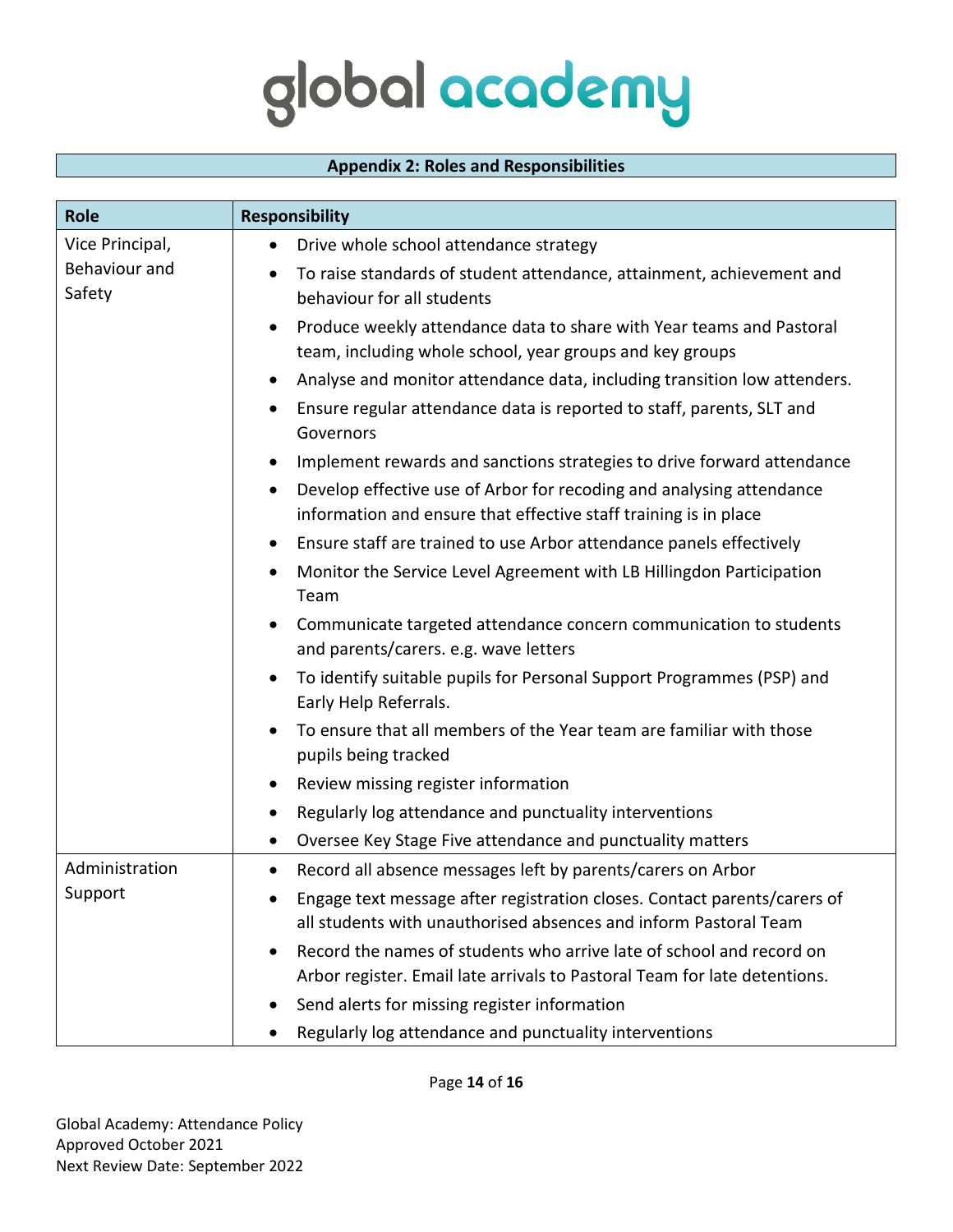## Appendix 2: Roles and Responsibilities

| Role | Responsibility |
|---|---|
| Vice Principal, Behaviour and Safety | • Drive whole school attendance strategy<br>• To raise standards of student attendance, attainment, achievement and behaviour for all students<br>• Produce weekly attendance data to share with Year teams and Pastoral team, including whole school, year groups and key groups<br>• Analyse and monitor attendance data, including transition low attenders.<br>• Ensure regular attendance data is reported to staff, parents, SLT and Governors<br>• Implement rewards and sanctions strategies to drive forward attendance<br>• Develop effective use of Arbor for recoding and analysing attendance information and ensure that effective staff training is in place<br>• Ensure staff are trained to use Arbor attendance panels effectively<br>• Monitor the Service Level Agreement with LB Hillingdon Participation Team<br>• Communicate targeted attendance concern communication to students and parents/carers. e.g. wave letters<br>• To identify suitable pupils for Personal Support Programmes (PSP) and Early Help Referrals.<br>• To ensure that all members of the Year team are familiar with those pupils being tracked<br>• Review missing register information<br>• Regularly log attendance and punctuality interventions<br>• Oversee Key Stage Five attendance and punctuality matters |
| Administration Support | • Record all absence messages left by parents/carers on Arbor<br>• Engage text message after registration closes. Contact parents/carers of all students with unauthorised absences and inform Pastoral Team<br>• Record the names of students who arrive late of school and record on Arbor register. Email late arrivals to Pastoral Team for late detentions.<br>• Send alerts for missing register information<br>• Regularly log attendance and punctuality interventions |

Global Academy: Attendance Policy
Approved October 2021
Next Review Date: September 2022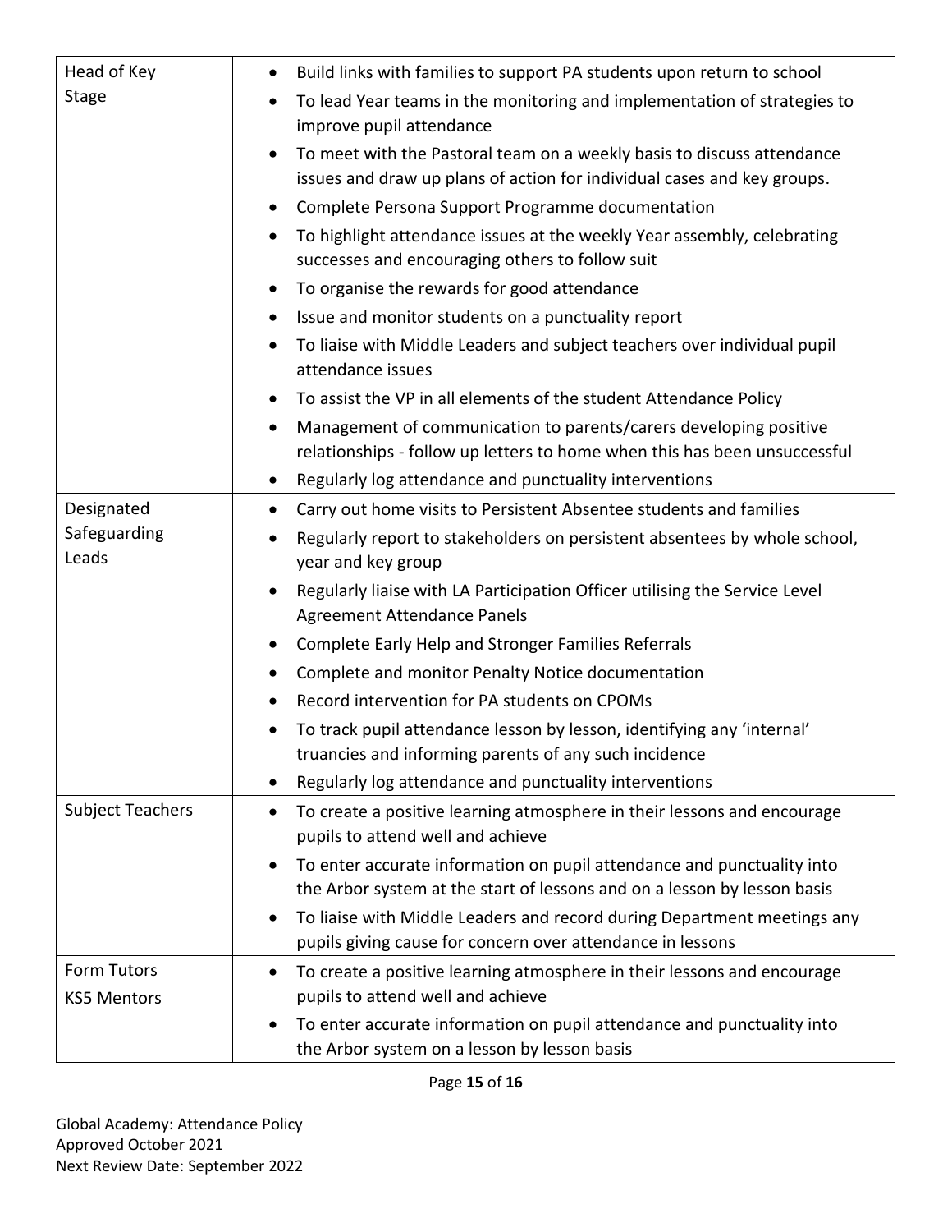| | |
|---|---|
| Head of Key Stage | • Build links with families to support PA students upon return to school<br>• To lead Year teams in the monitoring and implementation of strategies to improve pupil attendance<br>• To meet with the Pastoral team on a weekly basis to discuss attendance issues and draw up plans of action for individual cases and key groups.<br>• Complete Persona Support Programme documentation<br>• To highlight attendance issues at the weekly Year assembly, celebrating successes and encouraging others to follow suit<br>• To organise the rewards for good attendance<br>• Issue and monitor students on a punctuality report<br>• To liaise with Middle Leaders and subject teachers over individual pupil attendance issues<br>• To assist the VP in all elements of the student Attendance Policy<br>• Management of communication to parents/carers developing positive relationships - follow up letters to home when this has been unsuccessful<br>• Regularly log attendance and punctuality interventions |
| Designated Safeguarding Leads | • Carry out home visits to Persistent Absentee students and families<br>• Regularly report to stakeholders on persistent absentees by whole school, year and key group<br>• Regularly liaise with LA Participation Officer utilising the Service Level Agreement Attendance Panels<br>• Complete Early Help and Stronger Families Referrals<br>• Complete and monitor Penalty Notice documentation<br>• Record intervention for PA students on CPOMs<br>• To track pupil attendance lesson by lesson, identifying any 'internal' truancies and informing parents of any such incidence<br>• Regularly log attendance and punctuality interventions |
| Subject Teachers | • To create a positive learning atmosphere in their lessons and encourage pupils to attend well and achieve<br>• To enter accurate information on pupil attendance and punctuality into the Arbor system at the start of lessons and on a lesson by lesson basis<br>• To liaise with Middle Leaders and record during Department meetings any pupils giving cause for concern over attendance in lessons |
| Form Tutors<br>KS5 Mentors | • To create a positive learning atmosphere in their lessons and encourage pupils to attend well and achieve<br>• To enter accurate information on pupil attendance and punctuality into the Arbor system on a lesson by lesson basis |

Global Academy: Attendance Policy
Approved October 2021
Next Review Date: September 2022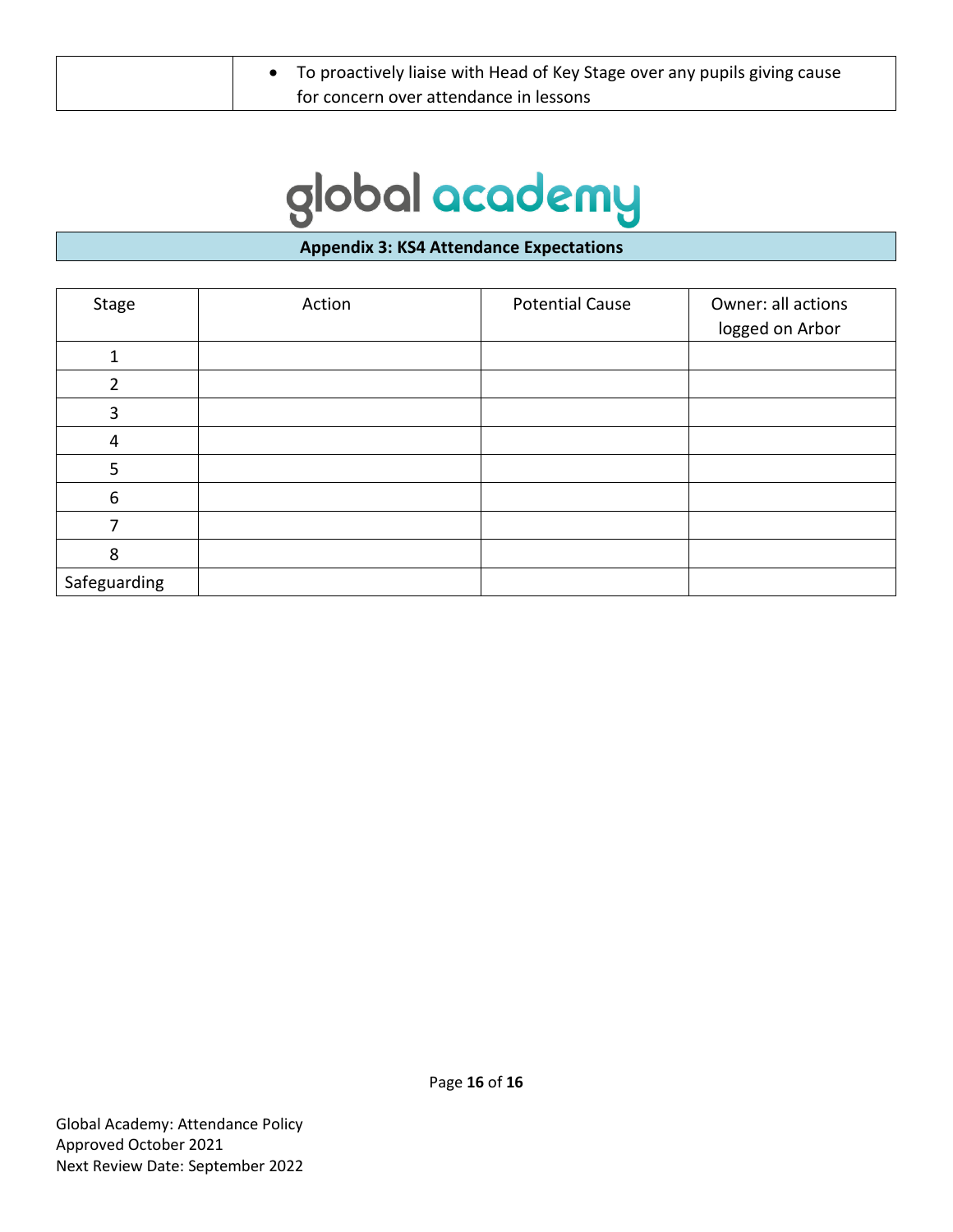| | |
|---|---|
| | • To proactively liaise with Head of Key Stage over any pupils giving cause for concern over attendance in lessons |

global academy

## Appendix 3: KS4 Attendance Expectations

| Stage | Action | Potential Cause | Owner: all actions logged on Arbor |
|---|---|---|---|
| 1 | | | |
| 2 | | | |
| 3 | | | |
| 4 | | | |
| 5 | | | |
| 6 | | | |
| 7 | | | |
| 8 | | | |
| Safeguarding | | | |

Global Academy: Attendance Policy
Approved October 2021
Next Review Date: September 2022